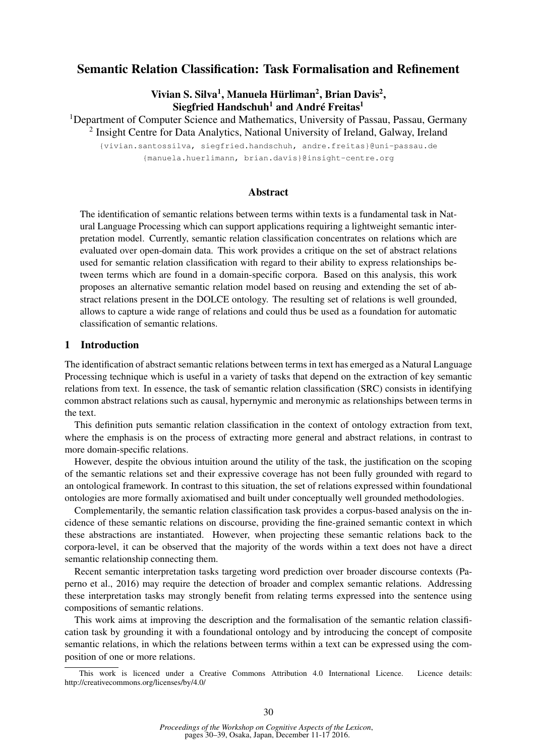# Semantic Relation Classification: Task Formalisation and Refinement

**Vivian S. Silva[1], Manuela Hürliman[2], Brian Davis[2], Siegfried Handschuh[1] and André Freitas[1]**

[1]Department of Computer Science and Mathematics, University of Passau, Passau, Germany
[2] Insight Centre for Data Analytics, National University of Ireland, Galway, Ireland

{vivian.santossilva, siegfried.handschuh, andre.freitas}@uni-passau.de
{manuela.huerlimann, brian.davis}@insight-centre.org

## Abstract

The identification of semantic relations between terms within texts is a fundamental task in Natural Language Processing which can support applications requiring a lightweight semantic interpretation model. Currently, semantic relation classification concentrates on relations which are evaluated over open-domain data. This work provides a critique on the set of abstract relations used for semantic relation classification with regard to their ability to express relationships between terms which are found in a domain-specific corpora. Based on this analysis, this work proposes an alternative semantic relation model based on reusing and extending the set of abstract relations present in the DOLCE ontology. The resulting set of relations is well grounded, allows to capture a wide range of relations and could thus be used as a foundation for automatic classification of semantic relations.

## 1 Introduction

The identification of abstract semantic relations between terms in text has emerged as a Natural Language Processing technique which is useful in a variety of tasks that depend on the extraction of key semantic relations from text. In essence, the task of semantic relation classification (SRC) consists in identifying common abstract relations such as causal, hypernymic and meronymic as relationships between terms in the text.

This definition puts semantic relation classification in the context of ontology extraction from text, where the emphasis is on the process of extracting more general and abstract relations, in contrast to more domain-specific relations.

However, despite the obvious intuition around the utility of the task, the justification on the scoping of the semantic relations set and their expressive coverage has not been fully grounded with regard to an ontological framework. In contrast to this situation, the set of relations expressed within foundational ontologies are more formally axiomatised and built under conceptually well grounded methodologies.

Complementarily, the semantic relation classification task provides a corpus-based analysis on the incidence of these semantic relations on discourse, providing the fine-grained semantic context in which these abstractions are instantiated. However, when projecting these semantic relations back to the corpora-level, it can be observed that the majority of the words within a text does not have a direct semantic relationship connecting them.

Recent semantic interpretation tasks targeting word prediction over broader discourse contexts (Paperno et al., 2016) may require the detection of broader and complex semantic relations. Addressing these interpretation tasks may strongly benefit from relating terms expressed into the sentence using compositions of semantic relations.

This work aims at improving the description and the formalisation of the semantic relation classification task by grounding it with a foundational ontology and by introducing the concept of composite semantic relations, in which the relations between terms within a text can be expressed using the composition of one or more relations.

This work is licenced under a Creative Commons Attribution 4.0 International Licence. Licence details: http://creativecommons.org/licenses/by/4.0/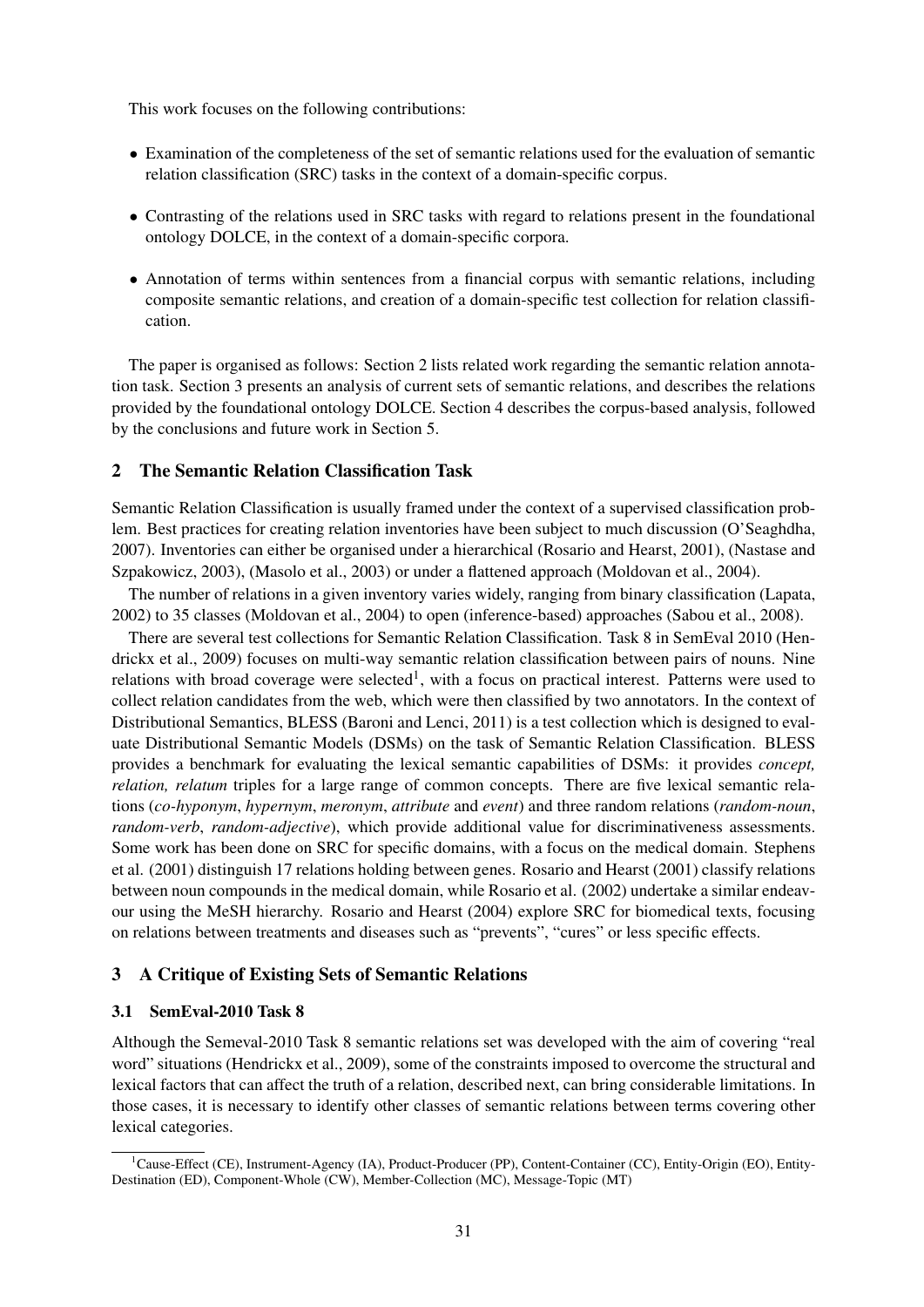This work focuses on the following contributions:

- Examination of the completeness of the set of semantic relations used for the evaluation of semantic relation classification (SRC) tasks in the context of a domain-specific corpus.
- Contrasting of the relations used in SRC tasks with regard to relations present in the foundational ontology DOLCE, in the context of a domain-specific corpora.
- Annotation of terms within sentences from a financial corpus with semantic relations, including composite semantic relations, and creation of a domain-specific test collection for relation classification.

The paper is organised as follows: Section 2 lists related work regarding the semantic relation annotation task. Section 3 presents an analysis of current sets of semantic relations, and describes the relations provided by the foundational ontology DOLCE. Section 4 describes the corpus-based analysis, followed by the conclusions and future work in Section 5.

## 2 The Semantic Relation Classification Task

Semantic Relation Classification is usually framed under the context of a supervised classification problem. Best practices for creating relation inventories have been subject to much discussion (O'Seaghdha, 2007). Inventories can either be organised under a hierarchical (Rosario and Hearst, 2001), (Nastase and Szpakowicz, 2003), (Masolo et al., 2003) or under a flattened approach (Moldovan et al., 2004).

The number of relations in a given inventory varies widely, ranging from binary classification (Lapata, 2002) to 35 classes (Moldovan et al., 2004) to open (inference-based) approaches (Sabou et al., 2008).

There are several test collections for Semantic Relation Classification. Task 8 in SemEval 2010 (Hendrickx et al., 2009) focuses on multi-way semantic relation classification between pairs of nouns. Nine relations with broad coverage were selected[1], with a focus on practical interest. Patterns were used to collect relation candidates from the web, which were then classified by two annotators. In the context of Distributional Semantics, BLESS (Baroni and Lenci, 2011) is a test collection which is designed to evaluate Distributional Semantic Models (DSMs) on the task of Semantic Relation Classification. BLESS provides a benchmark for evaluating the lexical semantic capabilities of DSMs: it provides *concept, relation, relatum* triples for a large range of common concepts. There are five lexical semantic relations (*co-hyponym*, *hypernym*, *meronym*, *attribute* and *event*) and three random relations (*random-noun*, *random-verb*, *random-adjective*), which provide additional value for discriminativeness assessments. Some work has been done on SRC for specific domains, with a focus on the medical domain. Stephens et al. (2001) distinguish 17 relations holding between genes. Rosario and Hearst (2001) classify relations between noun compounds in the medical domain, while Rosario et al. (2002) undertake a similar endeavour using the MeSH hierarchy. Rosario and Hearst (2004) explore SRC for biomedical texts, focusing on relations between treatments and diseases such as "prevents", "cures" or less specific effects.

## 3 A Critique of Existing Sets of Semantic Relations

### 3.1 SemEval-2010 Task 8

Although the Semeval-2010 Task 8 semantic relations set was developed with the aim of covering "real word" situations (Hendrickx et al., 2009), some of the constraints imposed to overcome the structural and lexical factors that can affect the truth of a relation, described next, can bring considerable limitations. In those cases, it is necessary to identify other classes of semantic relations between terms covering other lexical categories.

[1] Cause-Effect (CE), Instrument-Agency (IA), Product-Producer (PP), Content-Container (CC), Entity-Origin (EO), Entity-Destination (ED), Component-Whole (CW), Member-Collection (MC), Message-Topic (MT)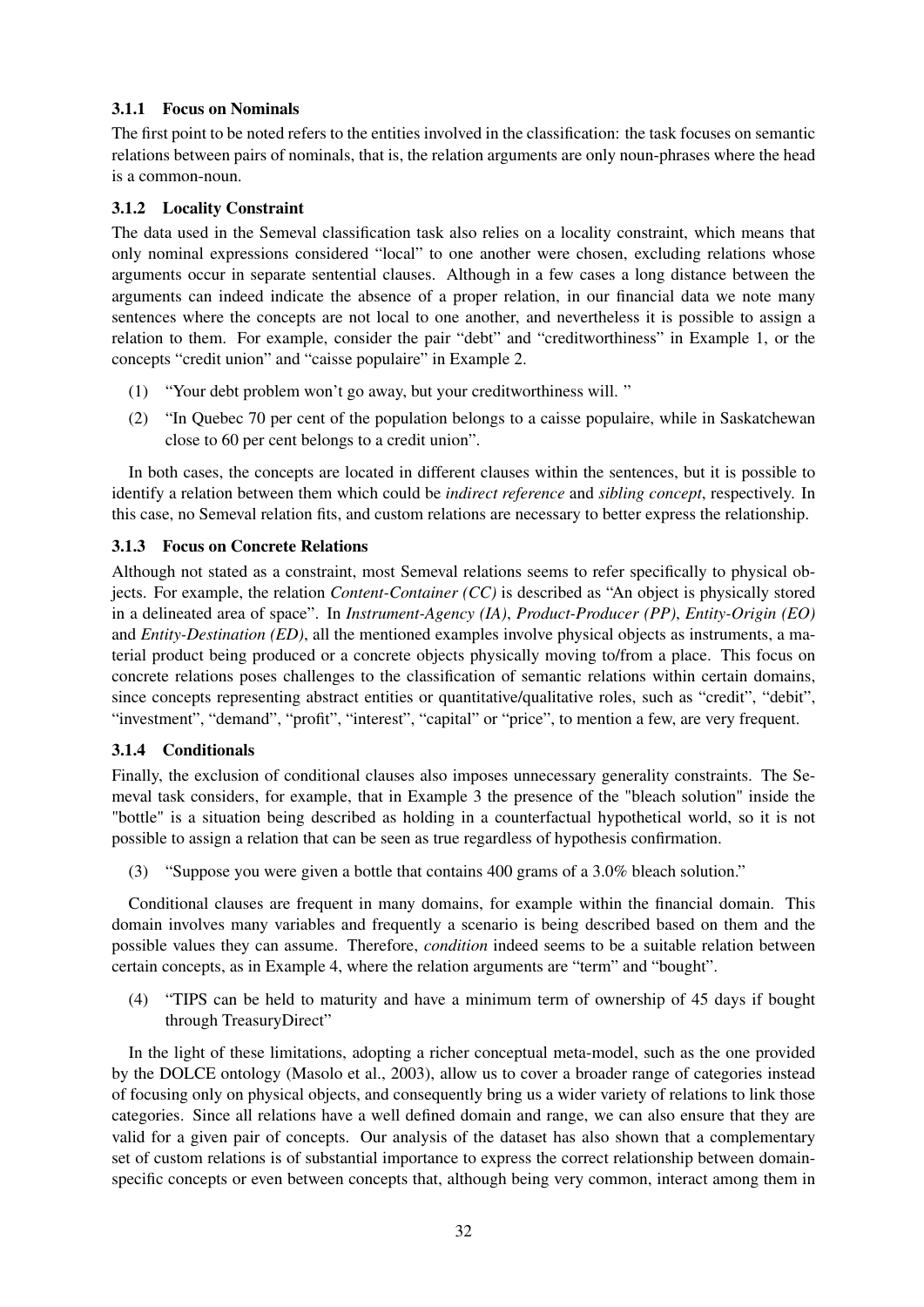#### 3.1.1 Focus on Nominals

The first point to be noted refers to the entities involved in the classification: the task focuses on semantic relations between pairs of nominals, that is, the relation arguments are only noun-phrases where the head is a common-noun.

#### 3.1.2 Locality Constraint

The data used in the Semeval classification task also relies on a locality constraint, which means that only nominal expressions considered "local" to one another were chosen, excluding relations whose arguments occur in separate sentential clauses. Although in a few cases a long distance between the arguments can indeed indicate the absence of a proper relation, in our financial data we note many sentences where the concepts are not local to one another, and nevertheless it is possible to assign a relation to them. For example, consider the pair "debt" and "creditworthiness" in Example 1, or the concepts "credit union" and "caisse populaire" in Example 2.

(1) "Your debt problem won't go away, but your creditworthiness will. "

(2) "In Quebec 70 per cent of the population belongs to a caisse populaire, while in Saskatchewan close to 60 per cent belongs to a credit union".

In both cases, the concepts are located in different clauses within the sentences, but it is possible to identify a relation between them which could be *indirect reference* and *sibling concept*, respectively. In this case, no Semeval relation fits, and custom relations are necessary to better express the relationship.

#### 3.1.3 Focus on Concrete Relations

Although not stated as a constraint, most Semeval relations seems to refer specifically to physical objects. For example, the relation *Content-Container (CC)* is described as "An object is physically stored in a delineated area of space". In *Instrument-Agency (IA)*, *Product-Producer (PP)*, *Entity-Origin (EO)* and *Entity-Destination (ED)*, all the mentioned examples involve physical objects as instruments, a material product being produced or a concrete objects physically moving to/from a place. This focus on concrete relations poses challenges to the classification of semantic relations within certain domains, since concepts representing abstract entities or quantitative/qualitative roles, such as "credit", "debit", "investment", "demand", "profit", "interest", "capital" or "price", to mention a few, are very frequent.

#### 3.1.4 Conditionals

Finally, the exclusion of conditional clauses also imposes unnecessary generality constraints. The Semeval task considers, for example, that in Example 3 the presence of the "bleach solution" inside the "bottle" is a situation being described as holding in a counterfactual hypothetical world, so it is not possible to assign a relation that can be seen as true regardless of hypothesis confirmation.

(3) "Suppose you were given a bottle that contains 400 grams of a 3.0% bleach solution."

Conditional clauses are frequent in many domains, for example within the financial domain. This domain involves many variables and frequently a scenario is being described based on them and the possible values they can assume. Therefore, *condition* indeed seems to be a suitable relation between certain concepts, as in Example 4, where the relation arguments are "term" and "bought".

(4) "TIPS can be held to maturity and have a minimum term of ownership of 45 days if bought through TreasuryDirect"

In the light of these limitations, adopting a richer conceptual meta-model, such as the one provided by the DOLCE ontology (Masolo et al., 2003), allow us to cover a broader range of categories instead of focusing only on physical objects, and consequently bring us a wider variety of relations to link those categories. Since all relations have a well defined domain and range, we can also ensure that they are valid for a given pair of concepts. Our analysis of the dataset has also shown that a complementary set of custom relations is of substantial importance to express the correct relationship between domain-specific concepts or even between concepts that, although being very common, interact among them in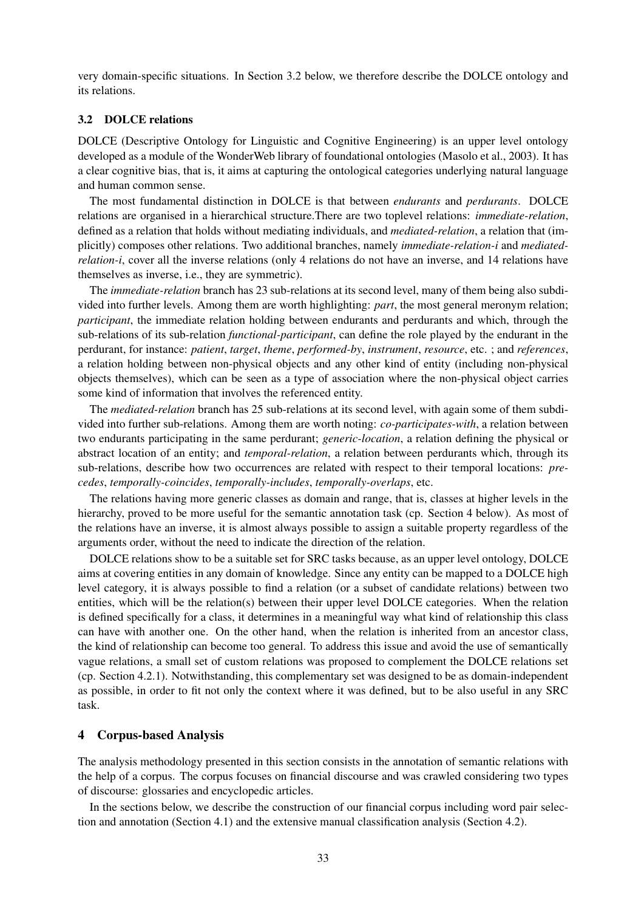very domain-specific situations. In Section 3.2 below, we therefore describe the DOLCE ontology and its relations.

### 3.2 DOLCE relations

DOLCE (Descriptive Ontology for Linguistic and Cognitive Engineering) is an upper level ontology developed as a module of the WonderWeb library of foundational ontologies (Masolo et al., 2003). It has a clear cognitive bias, that is, it aims at capturing the ontological categories underlying natural language and human common sense.

The most fundamental distinction in DOLCE is that between *endurants* and *perdurants*. DOLCE relations are organised in a hierarchical structure.There are two toplevel relations: *immediate-relation*, defined as a relation that holds without mediating individuals, and *mediated-relation*, a relation that (implicitly) composes other relations. Two additional branches, namely *immediate-relation-i* and *mediated-relation-i*, cover all the inverse relations (only 4 relations do not have an inverse, and 14 relations have themselves as inverse, i.e., they are symmetric).

The *immediate-relation* branch has 23 sub-relations at its second level, many of them being also subdivided into further levels. Among them are worth highlighting: *part*, the most general meronym relation; *participant*, the immediate relation holding between endurants and perdurants and which, through the sub-relations of its sub-relation *functional-participant*, can define the role played by the endurant in the perdurant, for instance: *patient*, *target*, *theme*, *performed-by*, *instrument*, *resource*, etc. ; and *references*, a relation holding between non-physical objects and any other kind of entity (including non-physical objects themselves), which can be seen as a type of association where the non-physical object carries some kind of information that involves the referenced entity.

The *mediated-relation* branch has 25 sub-relations at its second level, with again some of them subdivided into further sub-relations. Among them are worth noting: *co-participates-with*, a relation between two endurants participating in the same perdurant; *generic-location*, a relation defining the physical or abstract location of an entity; and *temporal-relation*, a relation between perdurants which, through its sub-relations, describe how two occurrences are related with respect to their temporal locations: *precedes*, *temporally-coincides*, *temporally-includes*, *temporally-overlaps*, etc.

The relations having more generic classes as domain and range, that is, classes at higher levels in the hierarchy, proved to be more useful for the semantic annotation task (cp. Section 4 below). As most of the relations have an inverse, it is almost always possible to assign a suitable property regardless of the arguments order, without the need to indicate the direction of the relation.

DOLCE relations show to be a suitable set for SRC tasks because, as an upper level ontology, DOLCE aims at covering entities in any domain of knowledge. Since any entity can be mapped to a DOLCE high level category, it is always possible to find a relation (or a subset of candidate relations) between two entities, which will be the relation(s) between their upper level DOLCE categories. When the relation is defined specifically for a class, it determines in a meaningful way what kind of relationship this class can have with another one. On the other hand, when the relation is inherited from an ancestor class, the kind of relationship can become too general. To address this issue and avoid the use of semantically vague relations, a small set of custom relations was proposed to complement the DOLCE relations set (cp. Section 4.2.1). Notwithstanding, this complementary set was designed to be as domain-independent as possible, in order to fit not only the context where it was defined, but to be also useful in any SRC task.

## 4 Corpus-based Analysis

The analysis methodology presented in this section consists in the annotation of semantic relations with the help of a corpus. The corpus focuses on financial discourse and was crawled considering two types of discourse: glossaries and encyclopedic articles.

In the sections below, we describe the construction of our financial corpus including word pair selection and annotation (Section 4.1) and the extensive manual classification analysis (Section 4.2).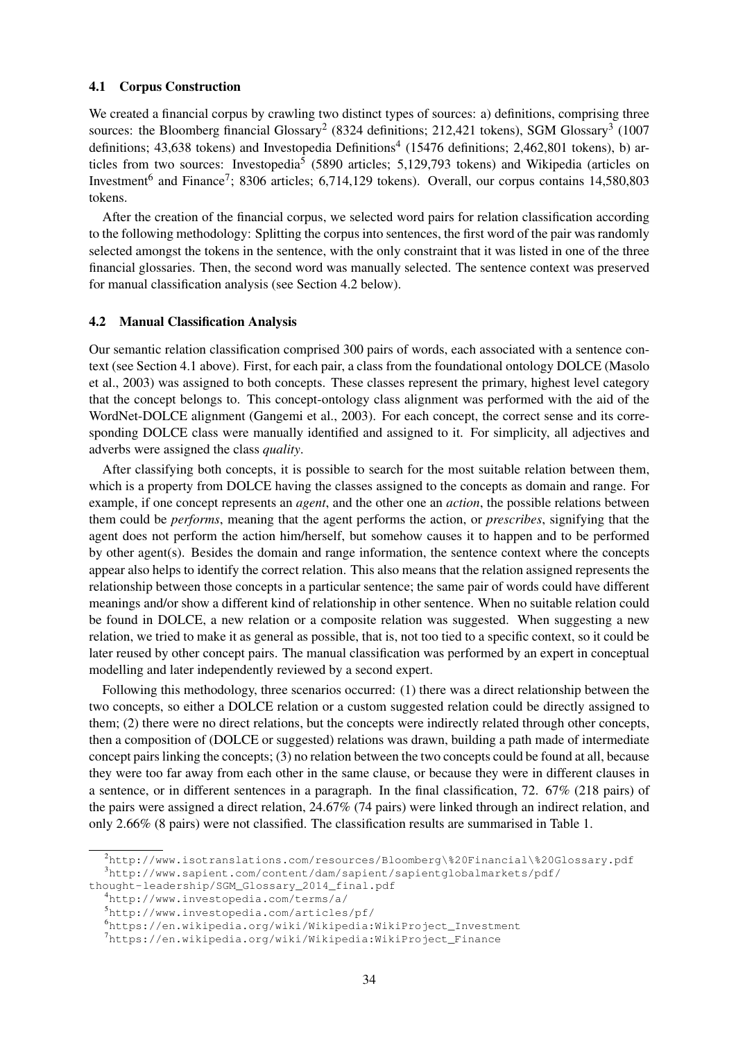### 4.1 Corpus Construction

We created a financial corpus by crawling two distinct types of sources: a) definitions, comprising three sources: the Bloomberg financial Glossary[2] (8324 definitions; 212,421 tokens), SGM Glossary[3] (1007 definitions; 43,638 tokens) and Investopedia Definitions[4] (15476 definitions; 2,462,801 tokens), b) articles from two sources: Investopedia[5] (5890 articles; 5,129,793 tokens) and Wikipedia (articles on Investment[6] and Finance[7]; 8306 articles; 6,714,129 tokens). Overall, our corpus contains 14,580,803 tokens.

After the creation of the financial corpus, we selected word pairs for relation classification according to the following methodology: Splitting the corpus into sentences, the first word of the pair was randomly selected amongst the tokens in the sentence, with the only constraint that it was listed in one of the three financial glossaries. Then, the second word was manually selected. The sentence context was preserved for manual classification analysis (see Section 4.2 below).

### 4.2 Manual Classification Analysis

Our semantic relation classification comprised 300 pairs of words, each associated with a sentence context (see Section 4.1 above). First, for each pair, a class from the foundational ontology DOLCE (Masolo et al., 2003) was assigned to both concepts. These classes represent the primary, highest level category that the concept belongs to. This concept-ontology class alignment was performed with the aid of the WordNet-DOLCE alignment (Gangemi et al., 2003). For each concept, the correct sense and its corresponding DOLCE class were manually identified and assigned to it. For simplicity, all adjectives and adverbs were assigned the class *quality*.

After classifying both concepts, it is possible to search for the most suitable relation between them, which is a property from DOLCE having the classes assigned to the concepts as domain and range. For example, if one concept represents an *agent*, and the other one an *action*, the possible relations between them could be *performs*, meaning that the agent performs the action, or *prescribes*, signifying that the agent does not perform the action him/herself, but somehow causes it to happen and to be performed by other agent(s). Besides the domain and range information, the sentence context where the concepts appear also helps to identify the correct relation. This also means that the relation assigned represents the relationship between those concepts in a particular sentence; the same pair of words could have different meanings and/or show a different kind of relationship in other sentence. When no suitable relation could be found in DOLCE, a new relation or a composite relation was suggested. When suggesting a new relation, we tried to make it as general as possible, that is, not too tied to a specific context, so it could be later reused by other concept pairs. The manual classification was performed by an expert in conceptual modelling and later independently reviewed by a second expert.

Following this methodology, three scenarios occurred: (1) there was a direct relationship between the two concepts, so either a DOLCE relation or a custom suggested relation could be directly assigned to them; (2) there were no direct relations, but the concepts were indirectly related through other concepts, then a composition of (DOLCE or suggested) relations was drawn, building a path made of intermediate concept pairs linking the concepts; (3) no relation between the two concepts could be found at all, because they were too far away from each other in the same clause, or because they were in different clauses in a sentence, or in different sentences in a paragraph. In the final classification, 72. 67% (218 pairs) of the pairs were assigned a direct relation, 24.67% (74 pairs) were linked through an indirect relation, and only 2.66% (8 pairs) were not classified. The classification results are summarised in Table 1.

---

[2] http://www.isotranslations.com/resources/Bloomberg\%20Financial\%20Glossary.pdf

[3] http://www.sapient.com/content/dam/sapient/sapientglobalmarkets/pdf/thought-leadership/SGM_Glossary_2014_final.pdf

[4] http://www.investopedia.com/terms/a/

[5] http://www.investopedia.com/articles/pf/

[6] https://en.wikipedia.org/wiki/Wikipedia:WikiProject_Investment

[7] https://en.wikipedia.org/wiki/Wikipedia:WikiProject_Finance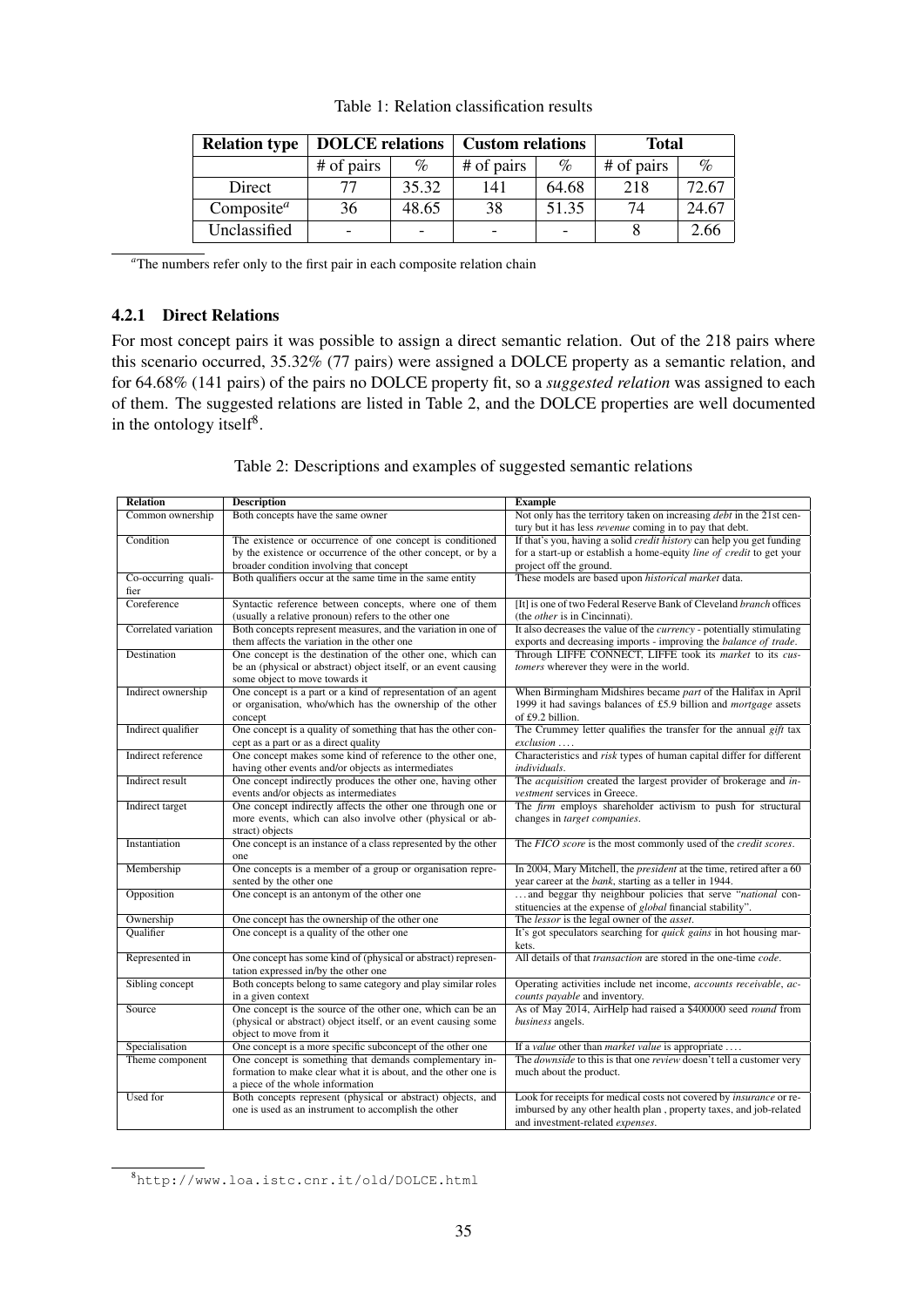Table 1: Relation classification results

| Relation type | DOLCE relations | | Custom relations | | Total | |
|---|---|---|---|---|---|---|
| | # of pairs | % | # of pairs | % | # of pairs | % |
| Direct | 77 | 35.32 | 141 | 64.68 | 218 | 72.67 |
| Composite[a] | 36 | 48.65 | 38 | 51.35 | 74 | 24.67 |
| Unclassified | - | - | - | - | 8 | 2.66 |

[a]The numbers refer only to the first pair in each composite relation chain

#### 4.2.1 Direct Relations

For most concept pairs it was possible to assign a direct semantic relation. Out of the 218 pairs where this scenario occurred, 35.32% (77 pairs) were assigned a DOLCE property as a semantic relation, and for 64.68% (141 pairs) of the pairs no DOLCE property fit, so a *suggested relation* was assigned to each of them. The suggested relations are listed in Table 2, and the DOLCE properties are well documented in the ontology itself[8].

Table 2: Descriptions and examples of suggested semantic relations

| Relation | Description | Example |
|---|---|---|
| Common ownership | Both concepts have the same owner | Not only has the territory taken on increasing *debt* in the 21st century but it has less *revenue* coming in to pay that debt. |
| Condition | The existence or occurrence of one concept is conditioned by the existence or occurrence of the other concept, or by a broader condition involving that concept | If that's you, having a solid *credit history* can help you get funding for a start-up or establish a home-equity *line of credit* to get your project off the ground. |
| Co-occurring qualifier | Both qualifiers occur at the same time in the same entity | These models are based upon *historical market* data. |
| Coreference | Syntactic reference between concepts, where one of them (usually a relative pronoun) refers to the other one | [It] is one of two Federal Reserve Bank of Cleveland *branch* offices (the *other* is in Cincinnati). |
| Correlated variation | Both concepts represent measures, and the variation in one of them affects the variation in the other one | It also decreases the value of the *currency* - potentially stimulating exports and decreasing imports - improving the *balance of trade*. |
| Destination | One concept is the destination of the other one, which can be an (physical or abstract) object itself, or an event causing some object to move towards it | Through LIFFE CONNECT, LIFFE took its *market* to its *customers* wherever they were in the world. |
| Indirect ownership | One concept is a part or a kind of representation of an agent or organisation, who/which has the ownership of the other concept | When Birmingham Midshires became *part* of the Halifax in April 1999 it had savings balances of £5.9 billion and *mortgage* assets of £9.2 billion. |
| Indirect qualifier | One concept is a quality of something that has the other concept as a part or as a direct quality | The Crummey letter qualifies the transfer for the annual *gift* tax *exclusion* .... |
| Indirect reference | One concept makes some kind of reference to the other one, having other events and/or objects as intermediates | Characteristics and *risk* types of human capital differ for different *individuals*. |
| Indirect result | One concept indirectly produces the other one, having other events and/or objects as intermediates | The *acquisition* created the largest provider of brokerage and *investment* services in Greece. |
| Indirect target | One concept indirectly affects the other one through one or more events, which can also involve other (physical or abstract) objects | The *firm* employs shareholder activism to push for structural changes in *target companies*. |
| Instantiation | One concept is an instance of a class represented by the other one | The *FICO score* is the most commonly used of the *credit scores*. |
| Membership | One concepts is a member of a group or organisation represented by the other one | In 2004, Mary Mitchell, the *president* at the time, retired after a 60 year career at the *bank*, starting as a teller in 1944. |
| Opposition | One concept is an antonym of the other one | ...and beggar thy neighbour policies that serve "*national* constituencies at the expense of *global* financial stability". |
| Ownership | One concept has the ownership of the other one | The *lessor* is the legal owner of the *asset*. |
| Qualifier | One concept is a quality of the other one | It's got speculators searching for *quick gains* in hot housing markets. |
| Represented in | One concept has some kind of (physical or abstract) representation expressed in/by the other one | All details of that *transaction* are stored in the one-time *code*. |
| Sibling concept | Both concepts belong to same category and play similar roles in a given context | Operating activities include net income, *accounts receivable*, *accounts payable* and inventory. |
| Source | One concept is the source of the other one, which can be an (physical or abstract) object itself, or an event causing some object to move from it | As of May 2014, AirHelp had raised a $400000 seed *round* from *business* angels. |
| Specialisation | One concept is a more specific subconcept of the other one | If a *value* other than *market value* is appropriate .... |
| Theme component | One concept is something that demands complementary information to make clear what it is about, and the other one is a piece of the whole information | The *downside* to this is that one *review* doesn't tell a customer very much about the product. |
| Used for | Both concepts represent (physical or abstract) objects, and one is used as an instrument to accomplish the other | Look for receipts for medical costs not covered by *insurance* or reimbursed by any other health plan , property taxes, and job-related and investment-related *expenses*. |

[8]http://www.loa.istc.cnr.it/old/DOLCE.html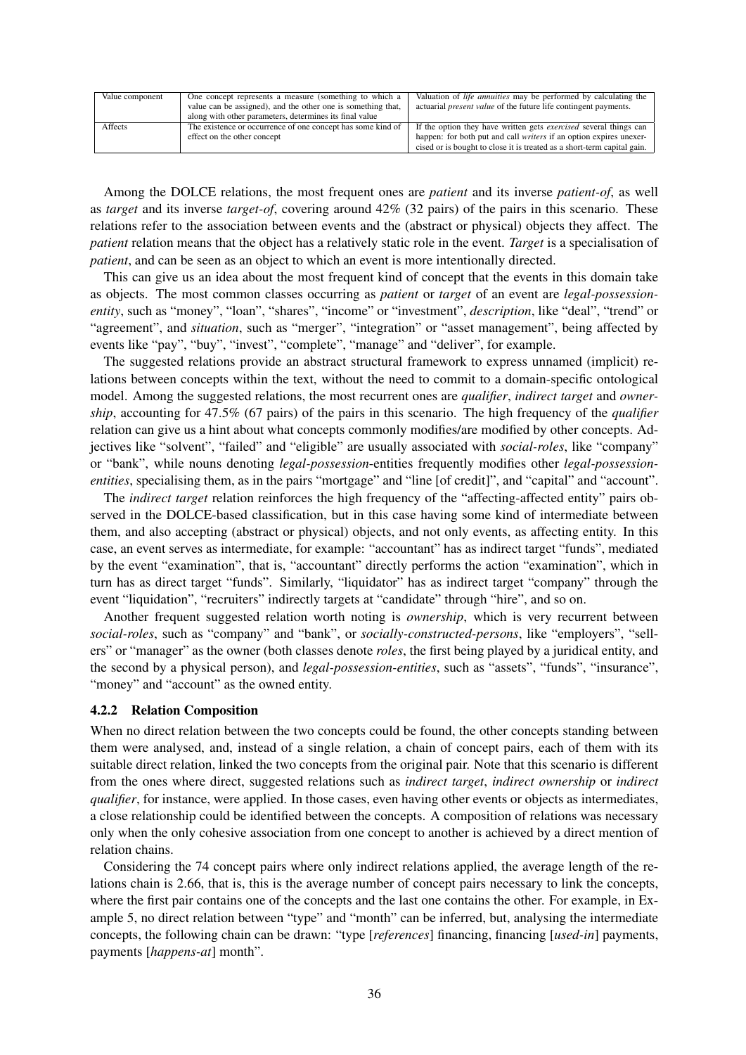| Value component | One concept represents a measure (something to which a value can be assigned), and the other one is something that, along with other parameters, determines its final value | Valuation of *life annuities* may be performed by calculating the actuarial *present value* of the future life contingent payments. |
|---|---|---|
| Affects | The existence or occurrence of one concept has some kind of effect on the other concept | If the option they have written gets *exercised* several things can happen: for both put and call *writers* if an option expires unexercised or is bought to close it is treated as a short-term capital gain. |

Among the DOLCE relations, the most frequent ones are *patient* and its inverse *patient-of*, as well as *target* and its inverse *target-of*, covering around 42% (32 pairs) of the pairs in this scenario. These relations refer to the association between events and the (abstract or physical) objects they affect. The *patient* relation means that the object has a relatively static role in the event. *Target* is a specialisation of *patient*, and can be seen as an object to which an event is more intentionally directed.

This can give us an idea about the most frequent kind of concept that the events in this domain take as objects. The most common classes occurring as *patient* or *target* of an event are *legal-possession-entity*, such as "money", "loan", "shares", "income" or "investment", *description*, like "deal", "trend" or "agreement", and *situation*, such as "merger", "integration" or "asset management", being affected by events like "pay", "buy", "invest", "complete", "manage" and "deliver", for example.

The suggested relations provide an abstract structural framework to express unnamed (implicit) relations between concepts within the text, without the need to commit to a domain-specific ontological model. Among the suggested relations, the most recurrent ones are *qualifier*, *indirect target* and *ownership*, accounting for 47.5% (67 pairs) of the pairs in this scenario. The high frequency of the *qualifier* relation can give us a hint about what concepts commonly modifies/are modified by other concepts. Adjectives like "solvent", "failed" and "eligible" are usually associated with *social-roles*, like "company" or "bank", while nouns denoting *legal-possession*-entities frequently modifies other *legal-possession-entities*, specialising them, as in the pairs "mortgage" and "line [of credit]", and "capital" and "account".

The *indirect target* relation reinforces the high frequency of the "affecting-affected entity" pairs observed in the DOLCE-based classification, but in this case having some kind of intermediate between them, and also accepting (abstract or physical) objects, and not only events, as affecting entity. In this case, an event serves as intermediate, for example: "accountant" has as indirect target "funds", mediated by the event "examination", that is, "accountant" directly performs the action "examination", which in turn has as direct target "funds". Similarly, "liquidator" has as indirect target "company" through the event "liquidation", "recruiters" indirectly targets at "candidate" through "hire", and so on.

Another frequent suggested relation worth noting is *ownership*, which is very recurrent between *social-roles*, such as "company" and "bank", or *socially-constructed-persons*, like "employers", "sellers" or "manager" as the owner (both classes denote *roles*, the first being played by a juridical entity, and the second by a physical person), and *legal-possession-entities*, such as "assets", "funds", "insurance", "money" and "account" as the owned entity.

### 4.2.2 Relation Composition

When no direct relation between the two concepts could be found, the other concepts standing between them were analysed, and, instead of a single relation, a chain of concept pairs, each of them with its suitable direct relation, linked the two concepts from the original pair. Note that this scenario is different from the ones where direct, suggested relations such as *indirect target*, *indirect ownership* or *indirect qualifier*, for instance, were applied. In those cases, even having other events or objects as intermediates, a close relationship could be identified between the concepts. A composition of relations was necessary only when the only cohesive association from one concept to another is achieved by a direct mention of relation chains.

Considering the 74 concept pairs where only indirect relations applied, the average length of the relations chain is 2.66, that is, this is the average number of concept pairs necessary to link the concepts, where the first pair contains one of the concepts and the last one contains the other. For example, in Example 5, no direct relation between "type" and "month" can be inferred, but, analysing the intermediate concepts, the following chain can be drawn: "type [*references*] financing, financing [*used-in*] payments, payments [*happens-at*] month".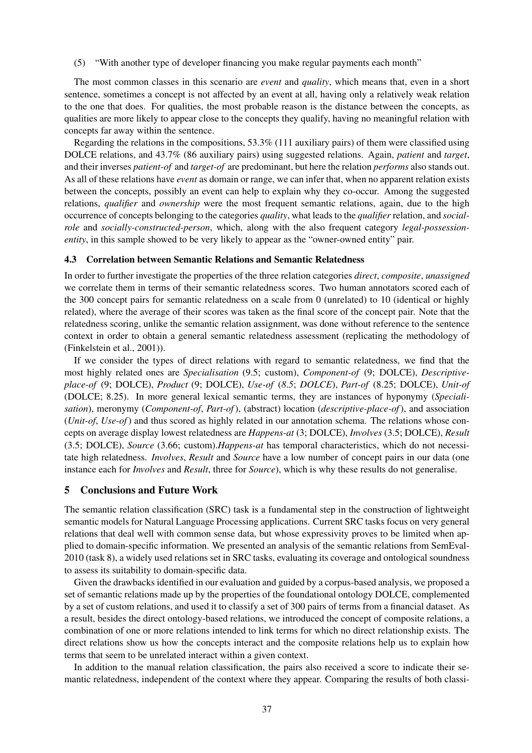(5) "With another type of developer financing you make regular payments each month"

The most common classes in this scenario are *event* and *quality*, which means that, even in a short sentence, sometimes a concept is not affected by an event at all, having only a relatively weak relation to the one that does. For qualities, the most probable reason is the distance between the concepts, as qualities are more likely to appear close to the concepts they qualify, having no meaningful relation with concepts far away within the sentence.

Regarding the relations in the compositions, 53.3% (111 auxiliary pairs) of them were classified using DOLCE relations, and 43.7% (86 auxiliary pairs) using suggested relations. Again, *patient* and *target*, and their inverses *patient-of* and *target-of* are predominant, but here the relation *performs* also stands out. As all of these relations have *event* as domain or range, we can infer that, when no apparent relation exists between the concepts, possibly an event can help to explain why they co-occur. Among the suggested relations, *qualifier* and *ownership* were the most frequent semantic relations, again, due to the high occurrence of concepts belonging to the categories *quality*, what leads to the *qualifier* relation, and *social-role* and *socially-constructed-person*, which, along with the also frequent category *legal-possession-entity*, in this sample showed to be very likely to appear as the "owner-owned entity" pair.

### 4.3 Correlation between Semantic Relations and Semantic Relatedness

In order to further investigate the properties of the three relation categories *direct*, *composite*, *unassigned* we correlate them in terms of their semantic relatedness scores. Two human annotators scored each of the 300 concept pairs for semantic relatedness on a scale from 0 (unrelated) to 10 (identical or highly related), where the average of their scores was taken as the final score of the concept pair. Note that the relatedness scoring, unlike the semantic relation assignment, was done without reference to the sentence context in order to obtain a general semantic relatedness assessment (replicating the methodology of (Finkelstein et al., 2001)).

If we consider the types of direct relations with regard to semantic relatedness, we find that the most highly related ones are *Specialisation* (9.5; custom), *Component-of* (9; DOLCE), *Descriptive-place-of* (9; DOLCE), *Product* (9; DOLCE), *Use-of* (*8.5*; *DOLCE*), *Part-of* (8.25; DOLCE), *Unit-of* (DOLCE; 8.25). In more general lexical semantic terms, they are instances of hyponymy (*Specialisation*), meronymy (*Component-of*, *Part-of*), (abstract) location (*descriptive-place-of*), and association (*Unit-of*, *Use-of*) and thus scored as highly related in our annotation schema. The relations whose concepts on average display lowest relatedness are *Happens-at* (3; DOLCE), *Involves* (3.5; DOLCE), *Result* (3.5; DOLCE), *Source* (3.66; custom).*Happens-at* has temporal characteristics, which do not necessitate high relatedness. *Involves*, *Result* and *Source* have a low number of concept pairs in our data (one instance each for *Involves* and *Result*, three for *Source*), which is why these results do not generalise.

## 5 Conclusions and Future Work

The semantic relation classification (SRC) task is a fundamental step in the construction of lightweight semantic models for Natural Language Processing applications. Current SRC tasks focus on very general relations that deal well with common sense data, but whose expressivity proves to be limited when applied to domain-specific information. We presented an analysis of the semantic relations from SemEval-2010 (task 8), a widely used relations set in SRC tasks, evaluating its coverage and ontological soundness to assess its suitability to domain-specific data.

Given the drawbacks identified in our evaluation and guided by a corpus-based analysis, we proposed a set of semantic relations made up by the properties of the foundational ontology DOLCE, complemented by a set of custom relations, and used it to classify a set of 300 pairs of terms from a financial dataset. As a result, besides the direct ontology-based relations, we introduced the concept of composite relations, a combination of one or more relations intended to link terms for which no direct relationship exists. The direct relations show us how the concepts interact and the composite relations help us to explain how terms that seem to be unrelated interact within a given context.

In addition to the manual relation classification, the pairs also received a score to indicate their semantic relatedness, independent of the context where they appear. Comparing the results of both classi-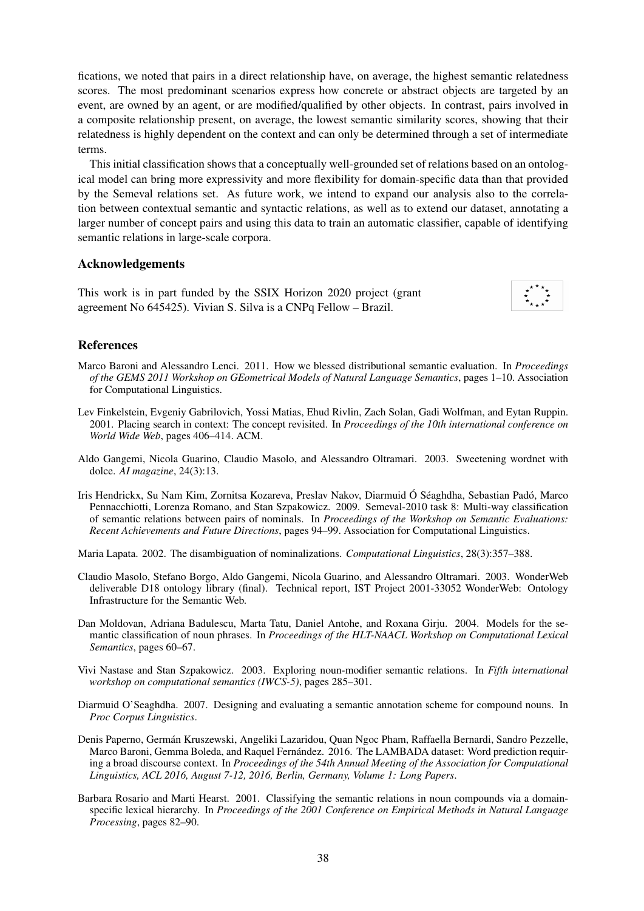fications, we noted that pairs in a direct relationship have, on average, the highest semantic relatedness scores. The most predominant scenarios express how concrete or abstract objects are targeted by an event, are owned by an agent, or are modified/qualified by other objects. In contrast, pairs involved in a composite relationship present, on average, the lowest semantic similarity scores, showing that their relatedness is highly dependent on the context and can only be determined through a set of intermediate terms.

This initial classification shows that a conceptually well-grounded set of relations based on an ontological model can bring more expressivity and more flexibility for domain-specific data than that provided by the Semeval relations set. As future work, we intend to expand our analysis also to the correlation between contextual semantic and syntactic relations, as well as to extend our dataset, annotating a larger number of concept pairs and using this data to train an automatic classifier, capable of identifying semantic relations in large-scale corpora.

## Acknowledgements

This work is in part funded by the SSIX Horizon 2020 project (grant agreement No 645425). Vivian S. Silva is a CNPq Fellow – Brazil.

## References

Marco Baroni and Alessandro Lenci. 2011. How we blessed distributional semantic evaluation. In *Proceedings of the GEMS 2011 Workshop on GEometrical Models of Natural Language Semantics*, pages 1–10. Association for Computational Linguistics.

Lev Finkelstein, Evgeniy Gabrilovich, Yossi Matias, Ehud Rivlin, Zach Solan, Gadi Wolfman, and Eytan Ruppin. 2001. Placing search in context: The concept revisited. In *Proceedings of the 10th international conference on World Wide Web*, pages 406–414. ACM.

Aldo Gangemi, Nicola Guarino, Claudio Masolo, and Alessandro Oltramari. 2003. Sweetening wordnet with dolce. *AI magazine*, 24(3):13.

Iris Hendrickx, Su Nam Kim, Zornitsa Kozareva, Preslav Nakov, Diarmuid Ó Séaghdha, Sebastian Padó, Marco Pennacchiotti, Lorenza Romano, and Stan Szpakowicz. 2009. Semeval-2010 task 8: Multi-way classification of semantic relations between pairs of nominals. In *Proceedings of the Workshop on Semantic Evaluations: Recent Achievements and Future Directions*, pages 94–99. Association for Computational Linguistics.

Maria Lapata. 2002. The disambiguation of nominalizations. *Computational Linguistics*, 28(3):357–388.

Claudio Masolo, Stefano Borgo, Aldo Gangemi, Nicola Guarino, and Alessandro Oltramari. 2003. WonderWeb deliverable D18 ontology library (final). Technical report, IST Project 2001-33052 WonderWeb: Ontology Infrastructure for the Semantic Web.

Dan Moldovan, Adriana Badulescu, Marta Tatu, Daniel Antohe, and Roxana Girju. 2004. Models for the semantic classification of noun phrases. In *Proceedings of the HLT-NAACL Workshop on Computational Lexical Semantics*, pages 60–67.

Vivi Nastase and Stan Szpakowicz. 2003. Exploring noun-modifier semantic relations. In *Fifth international workshop on computational semantics (IWCS-5)*, pages 285–301.

Diarmuid O'Seaghdha. 2007. Designing and evaluating a semantic annotation scheme for compound nouns. In *Proc Corpus Linguistics*.

Denis Paperno, Germán Kruszewski, Angeliki Lazaridou, Quan Ngoc Pham, Raffaella Bernardi, Sandro Pezzelle, Marco Baroni, Gemma Boleda, and Raquel Fernández. 2016. The LAMBADA dataset: Word prediction requiring a broad discourse context. In *Proceedings of the 54th Annual Meeting of the Association for Computational Linguistics, ACL 2016, August 7-12, 2016, Berlin, Germany, Volume 1: Long Papers*.

Barbara Rosario and Marti Hearst. 2001. Classifying the semantic relations in noun compounds via a domain-specific lexical hierarchy. In *Proceedings of the 2001 Conference on Empirical Methods in Natural Language Processing*, pages 82–90.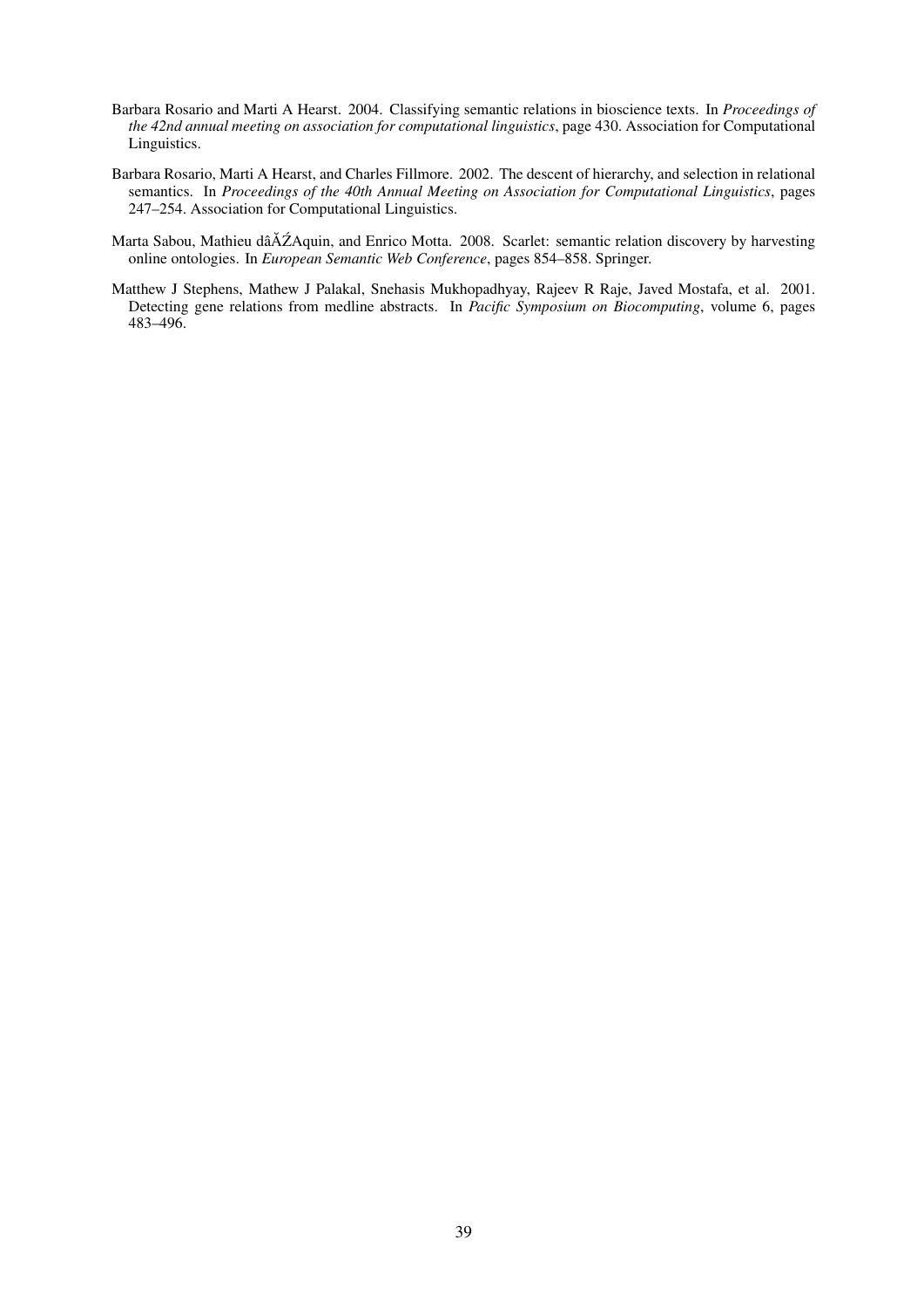Barbara Rosario and Marti A Hearst. 2004. Classifying semantic relations in bioscience texts. In *Proceedings of the 42nd annual meeting on association for computational linguistics*, page 430. Association for Computational Linguistics.

Barbara Rosario, Marti A Hearst, and Charles Fillmore. 2002. The descent of hierarchy, and selection in relational semantics. In *Proceedings of the 40th Annual Meeting on Association for Computational Linguistics*, pages 247–254. Association for Computational Linguistics.

Marta Sabou, Mathieu dâĂŹAquin, and Enrico Motta. 2008. Scarlet: semantic relation discovery by harvesting online ontologies. In *European Semantic Web Conference*, pages 854–858. Springer.

Matthew J Stephens, Mathew J Palakal, Snehasis Mukhopadhyay, Rajeev R Raje, Javed Mostafa, et al. 2001. Detecting gene relations from medline abstracts. In *Pacific Symposium on Biocomputing*, volume 6, pages 483–496.